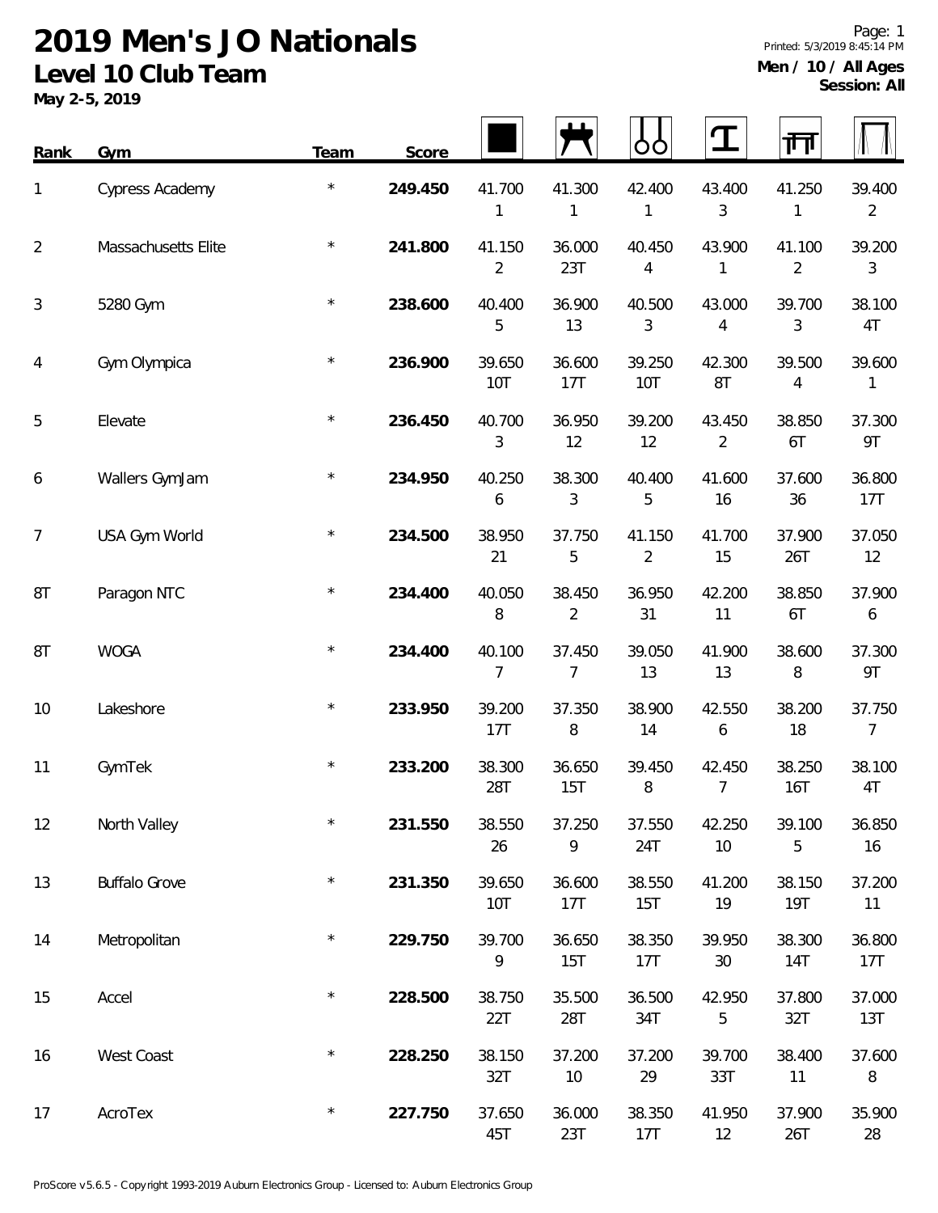# 2019 Men's JO Nationals

## Level 10 Club Team

**May 2-5, 2019**

Printed: 5/3/2019 8:45:14 PM

**Men / 10 / All Ages**
**Session: All**

| Rank | Gym | Team | Score | Floor | Pommel Horse | Rings | Vault | Parallel Bars | High Bar |
|---|---|---|---|---|---|---|---|---|---|
| 1 | Cypress Academy | * | **249.450** | 41.700<br>1 | 41.300<br>1 | 42.400<br>1 | 43.400<br>3 | 41.250<br>1 | 39.400<br>2 |
| 2 | Massachusetts Elite | * | **241.800** | 41.150<br>2 | 36.000<br>23T | 40.450<br>4 | 43.900<br>1 | 41.100<br>2 | 39.200<br>3 |
| 3 | 5280 Gym | * | **238.600** | 40.400<br>5 | 36.900<br>13 | 40.500<br>3 | 43.000<br>4 | 39.700<br>3 | 38.100<br>4T |
| 4 | Gym Olympica | * | **236.900** | 39.650<br>10T | 36.600<br>17T | 39.250<br>10T | 42.300<br>8T | 39.500<br>4 | 39.600<br>1 |
| 5 | Elevate | * | **236.450** | 40.700<br>3 | 36.950<br>12 | 39.200<br>12 | 43.450<br>2 | 38.850<br>6T | 37.300<br>9T |
| 6 | Wallers GymJam | * | **234.950** | 40.250<br>6 | 38.300<br>3 | 40.400<br>5 | 41.600<br>16 | 37.600<br>36 | 36.800<br>17T |
| 7 | USA Gym World | * | **234.500** | 38.950<br>21 | 37.750<br>5 | 41.150<br>2 | 41.700<br>15 | 37.900<br>26T | 37.050<br>12 |
| 8T | Paragon NTC | * | **234.400** | 40.050<br>8 | 38.450<br>2 | 36.950<br>31 | 42.200<br>11 | 38.850<br>6T | 37.900<br>6 |
| 8T | WOGA | * | **234.400** | 40.100<br>7 | 37.450<br>7 | 39.050<br>13 | 41.900<br>13 | 38.600<br>8 | 37.300<br>9T |
| 10 | Lakeshore | * | **233.950** | 39.200<br>17T | 37.350<br>8 | 38.900<br>14 | 42.550<br>6 | 38.200<br>18 | 37.750<br>7 |
| 11 | GymTek | * | **233.200** | 38.300<br>28T | 36.650<br>15T | 39.450<br>8 | 42.450<br>7 | 38.250<br>16T | 38.100<br>4T |
| 12 | North Valley | * | **231.550** | 38.550<br>26 | 37.250<br>9 | 37.550<br>24T | 42.250<br>10 | 39.100<br>5 | 36.850<br>16 |
| 13 | Buffalo Grove | * | **231.350** | 39.650<br>10T | 36.600<br>17T | 38.550<br>15T | 41.200<br>19 | 38.150<br>19T | 37.200<br>11 |
| 14 | Metropolitan | * | **229.750** | 39.700<br>9 | 36.650<br>15T | 38.350<br>17T | 39.950<br>30 | 38.300<br>14T | 36.800<br>17T |
| 15 | Accel | * | **228.500** | 38.750<br>22T | 35.500<br>28T | 36.500<br>34T | 42.950<br>5 | 37.800<br>32T | 37.000<br>13T |
| 16 | West Coast | * | **228.250** | 38.150<br>32T | 37.200<br>10 | 37.200<br>29 | 39.700<br>33T | 38.400<br>11 | 37.600<br>8 |
| 17 | AcroTex | * | **227.750** | 37.650<br>45T | 36.000<br>23T | 38.350<br>17T | 41.950<br>12 | 37.900<br>26T | 35.900<br>28 |

ProScore v5.6.5 - Copyright 1993-2019 Auburn Electronics Group - Licensed to: Auburn Electronics Group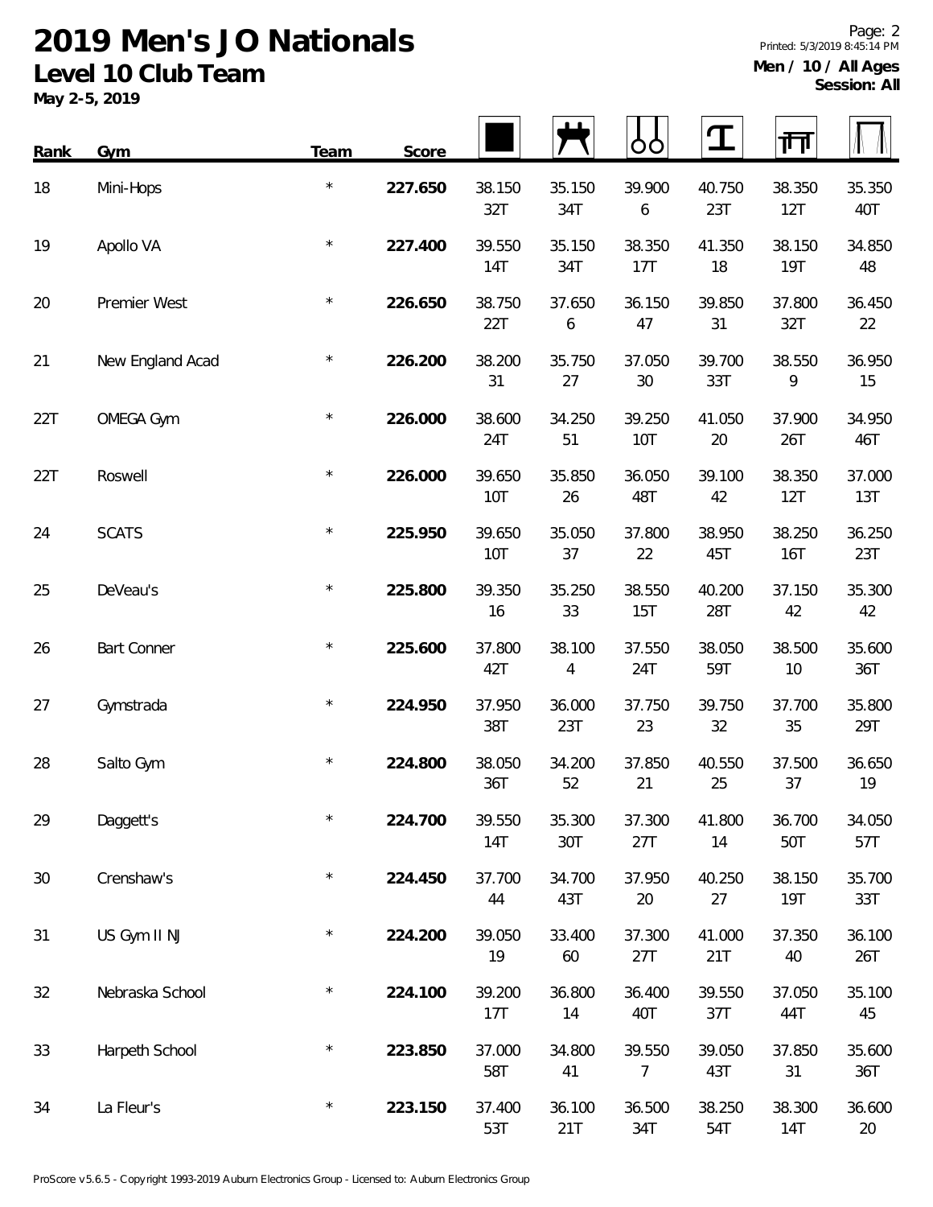# 2019 Men's JO Nationals

## Level 10 Club Team

**May 2-5, 2019**

**Men / 10 / All Ages**
**Session: All**

| Rank | Gym | Team | Score | Floor | Pommel Horse | Rings | Vault | Parallel Bars | High Bar |
|---|---|---|---|---|---|---|---|---|---|
| 18 | Mini-Hops | * | **227.650** | 38.150 32T | 35.150 34T | 39.900 6 | 40.750 23T | 38.350 12T | 35.350 40T |
| 19 | Apollo VA | * | **227.400** | 39.550 14T | 35.150 34T | 38.350 17T | 41.350 18 | 38.150 19T | 34.850 48 |
| 20 | Premier West | * | **226.650** | 38.750 22T | 37.650 6 | 36.150 47 | 39.850 31 | 37.800 32T | 36.450 22 |
| 21 | New England Acad | * | **226.200** | 38.200 31 | 35.750 27 | 37.050 30 | 39.700 33T | 38.550 9 | 36.950 15 |
| 22T | OMEGA Gym | * | **226.000** | 38.600 24T | 34.250 51 | 39.250 10T | 41.050 20 | 37.900 26T | 34.950 46T |
| 22T | Roswell | * | **226.000** | 39.650 10T | 35.850 26 | 36.050 48T | 39.100 42 | 38.350 12T | 37.000 13T |
| 24 | SCATS | * | **225.950** | 39.650 10T | 35.050 37 | 37.800 22 | 38.950 45T | 38.250 16T | 36.250 23T |
| 25 | DeVeau's | * | **225.800** | 39.350 16 | 35.250 33 | 38.550 15T | 40.200 28T | 37.150 42 | 35.300 42 |
| 26 | Bart Conner | * | **225.600** | 37.800 42T | 38.100 4 | 37.550 24T | 38.050 59T | 38.500 10 | 35.600 36T |
| 27 | Gymstrada | * | **224.950** | 37.950 38T | 36.000 23T | 37.750 23 | 39.750 32 | 37.700 35 | 35.800 29T |
| 28 | Salto Gym | * | **224.800** | 38.050 36T | 34.200 52 | 37.850 21 | 40.550 25 | 37.500 37 | 36.650 19 |
| 29 | Daggett's | * | **224.700** | 39.550 14T | 35.300 30T | 37.300 27T | 41.800 14 | 36.700 50T | 34.050 57T |
| 30 | Crenshaw's | * | **224.450** | 37.700 44 | 34.700 43T | 37.950 20 | 40.250 27 | 38.150 19T | 35.700 33T |
| 31 | US Gym II NJ | * | **224.200** | 39.050 19 | 33.400 60 | 37.300 27T | 41.000 21T | 37.350 40 | 36.100 26T |
| 32 | Nebraska School | * | **224.100** | 39.200 17T | 36.800 14 | 36.400 40T | 39.550 37T | 37.050 44T | 35.100 45 |
| 33 | Harpeth School | * | **223.850** | 37.000 58T | 34.800 41 | 39.550 7 | 39.050 43T | 37.850 31 | 35.600 36T |
| 34 | La Fleur's | * | **223.150** | 37.400 53T | 36.100 21T | 36.500 34T | 38.250 54T | 38.300 14T | 36.600 20 |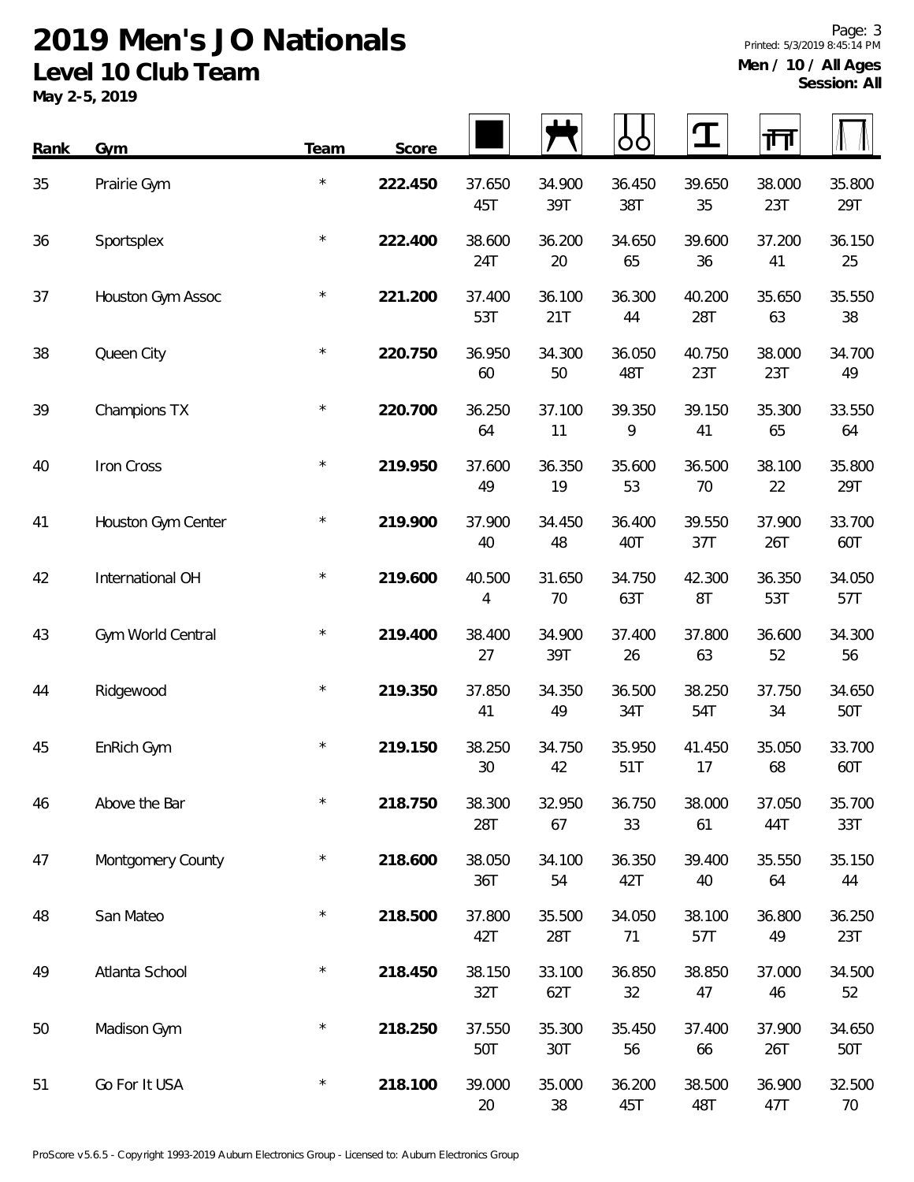# 2019 Men's JO Nationals

## Level 10 Club Team

**May 2-5, 2019**

**Men / 10 / All Ages**
**Session: All**

| Rank | Gym | Team | Score | Floor | Pommel Horse | Rings | Vault | Parallel Bars | High Bar |
|---|---|---|---|---|---|---|---|---|---|
| 35 | Prairie Gym | * | **222.450** | 37.650 45T | 34.900 39T | 36.450 38T | 39.650 35 | 38.000 23T | 35.800 29T |
| 36 | Sportsplex | * | **222.400** | 38.600 24T | 36.200 20 | 34.650 65 | 39.600 36 | 37.200 41 | 36.150 25 |
| 37 | Houston Gym Assoc | * | **221.200** | 37.400 53T | 36.100 21T | 36.300 44 | 40.200 28T | 35.650 63 | 35.550 38 |
| 38 | Queen City | * | **220.750** | 36.950 60 | 34.300 50 | 36.050 48T | 40.750 23T | 38.000 23T | 34.700 49 |
| 39 | Champions TX | * | **220.700** | 36.250 64 | 37.100 11 | 39.350 9 | 39.150 41 | 35.300 65 | 33.550 64 |
| 40 | Iron Cross | * | **219.950** | 37.600 49 | 36.350 19 | 35.600 53 | 36.500 70 | 38.100 22 | 35.800 29T |
| 41 | Houston Gym Center | * | **219.900** | 37.900 40 | 34.450 48 | 36.400 40T | 39.550 37T | 37.900 26T | 33.700 60T |
| 42 | International OH | * | **219.600** | 40.500 4 | 31.650 70 | 34.750 63T | 42.300 8T | 36.350 53T | 34.050 57T |
| 43 | Gym World Central | * | **219.400** | 38.400 27 | 34.900 39T | 37.400 26 | 37.800 63 | 36.600 52 | 34.300 56 |
| 44 | Ridgewood | * | **219.350** | 37.850 41 | 34.350 49 | 36.500 34T | 38.250 54T | 37.750 34 | 34.650 50T |
| 45 | EnRich Gym | * | **219.150** | 38.250 30 | 34.750 42 | 35.950 51T | 41.450 17 | 35.050 68 | 33.700 60T |
| 46 | Above the Bar | * | **218.750** | 38.300 28T | 32.950 67 | 36.750 33 | 38.000 61 | 37.050 44T | 35.700 33T |
| 47 | Montgomery County | * | **218.600** | 38.050 36T | 34.100 54 | 36.350 42T | 39.400 40 | 35.550 64 | 35.150 44 |
| 48 | San Mateo | * | **218.500** | 37.800 42T | 35.500 28T | 34.050 71 | 38.100 57T | 36.800 49 | 36.250 23T |
| 49 | Atlanta School | * | **218.450** | 38.150 32T | 33.100 62T | 36.850 32 | 38.850 47 | 37.000 46 | 34.500 52 |
| 50 | Madison Gym | * | **218.250** | 37.550 50T | 35.300 30T | 35.450 56 | 37.400 66 | 37.900 26T | 34.650 50T |
| 51 | Go For It USA | * | **218.100** | 39.000 20 | 35.000 38 | 36.200 45T | 38.500 48T | 36.900 47T | 32.500 70 |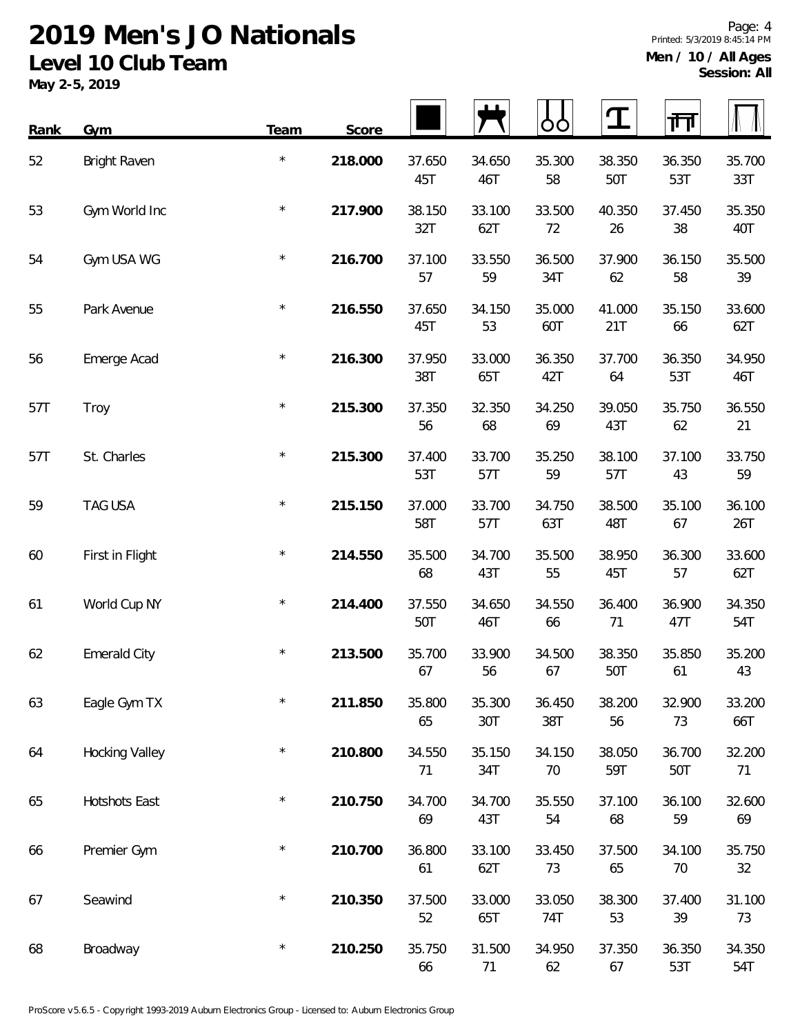# 2019 Men's JO Nationals

## Level 10 Club Team

**May 2-5, 2019**

**Men / 10 / All Ages**
**Session: All**

| Rank | Gym | Team | Score | Floor | Pommel Horse | Rings | Vault | Parallel Bars | High Bar |
|---|---|---|---|---|---|---|---|---|---|
| 52 | Bright Raven | * | **218.000** | 37.650 45T | 34.650 46T | 35.300 58 | 38.350 50T | 36.350 53T | 35.700 33T |
| 53 | Gym World Inc | * | **217.900** | 38.150 32T | 33.100 62T | 33.500 72 | 40.350 26 | 37.450 38 | 35.350 40T |
| 54 | Gym USA WG | * | **216.700** | 37.100 57 | 33.550 59 | 36.500 34T | 37.900 62 | 36.150 58 | 35.500 39 |
| 55 | Park Avenue | * | **216.550** | 37.650 45T | 34.150 53 | 35.000 60T | 41.000 21T | 35.150 66 | 33.600 62T |
| 56 | Emerge Acad | * | **216.300** | 37.950 38T | 33.000 65T | 36.350 42T | 37.700 64 | 36.350 53T | 34.950 46T |
| 57T | Troy | * | **215.300** | 37.350 56 | 32.350 68 | 34.250 69 | 39.050 43T | 35.750 62 | 36.550 21 |
| 57T | St. Charles | * | **215.300** | 37.400 53T | 33.700 57T | 35.250 59 | 38.100 57T | 37.100 43 | 33.750 59 |
| 59 | TAG USA | * | **215.150** | 37.000 58T | 33.700 57T | 34.750 63T | 38.500 48T | 35.100 67 | 36.100 26T |
| 60 | First in Flight | * | **214.550** | 35.500 68 | 34.700 43T | 35.500 55 | 38.950 45T | 36.300 57 | 33.600 62T |
| 61 | World Cup NY | * | **214.400** | 37.550 50T | 34.650 46T | 34.550 66 | 36.400 71 | 36.900 47T | 34.350 54T |
| 62 | Emerald City | * | **213.500** | 35.700 67 | 33.900 56 | 34.500 67 | 38.350 50T | 35.850 61 | 35.200 43 |
| 63 | Eagle Gym TX | * | **211.850** | 35.800 65 | 35.300 30T | 36.450 38T | 38.200 56 | 32.900 73 | 33.200 66T |
| 64 | Hocking Valley | * | **210.800** | 34.550 71 | 35.150 34T | 34.150 70 | 38.050 59T | 36.700 50T | 32.200 71 |
| 65 | Hotshots East | * | **210.750** | 34.700 69 | 34.700 43T | 35.550 54 | 37.100 68 | 36.100 59 | 32.600 69 |
| 66 | Premier Gym | * | **210.700** | 36.800 61 | 33.100 62T | 33.450 73 | 37.500 65 | 34.100 70 | 35.750 32 |
| 67 | Seawind | * | **210.350** | 37.500 52 | 33.000 65T | 33.050 74T | 38.300 53 | 37.400 39 | 31.100 73 |
| 68 | Broadway | * | **210.250** | 35.750 66 | 31.500 71 | 34.950 62 | 37.350 67 | 36.350 53T | 34.350 54T |

ProScore v5.6.5 - Copyright 1993-2019 Auburn Electronics Group - Licensed to: Auburn Electronics Group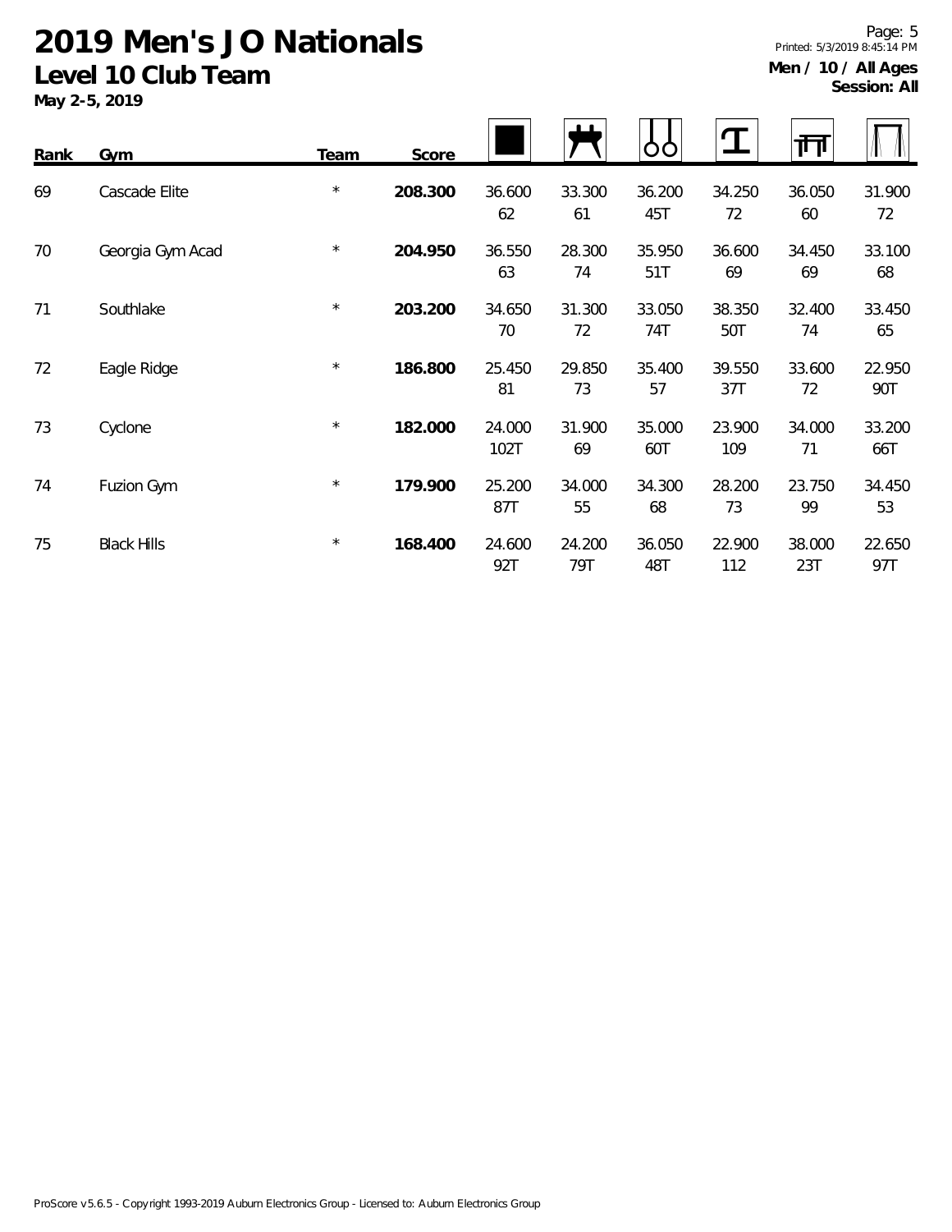# 2019 Men's JO Nationals

## Level 10 Club Team

**May 2-5, 2019**

Printed: 5/3/2019 8:45:14 PM

**Men / 10 / All Ages**
**Session: All**

| Rank | Gym | Team | Score | Floor | Pommel Horse | Rings | Vault | Parallel Bars | High Bar |
|---|---|---|---|---|---|---|---|---|---|
| 69 | Cascade Elite | * | **208.300** | 36.600<br>62 | 33.300<br>61 | 36.200<br>45T | 34.250<br>72 | 36.050<br>60 | 31.900<br>72 |
| 70 | Georgia Gym Acad | * | **204.950** | 36.550<br>63 | 28.300<br>74 | 35.950<br>51T | 36.600<br>69 | 34.450<br>69 | 33.100<br>68 |
| 71 | Southlake | * | **203.200** | 34.650<br>70 | 31.300<br>72 | 33.050<br>74T | 38.350<br>50T | 32.400<br>74 | 33.450<br>65 |
| 72 | Eagle Ridge | * | **186.800** | 25.450<br>81 | 29.850<br>73 | 35.400<br>57 | 39.550<br>37T | 33.600<br>72 | 22.950<br>90T |
| 73 | Cyclone | * | **182.000** | 24.000<br>102T | 31.900<br>69 | 35.000<br>60T | 23.900<br>109 | 34.000<br>71 | 33.200<br>66T |
| 74 | Fuzion Gym | * | **179.900** | 25.200<br>87T | 34.000<br>55 | 34.300<br>68 | 28.200<br>73 | 23.750<br>99 | 34.450<br>53 |
| 75 | Black Hills | * | **168.400** | 24.600<br>92T | 24.200<br>79T | 36.050<br>48T | 22.900<br>112 | 38.000<br>23T | 22.650<br>97T |

ProScore v5.6.5 - Copyright 1993-2019 Auburn Electronics Group - Licensed to: Auburn Electronics Group